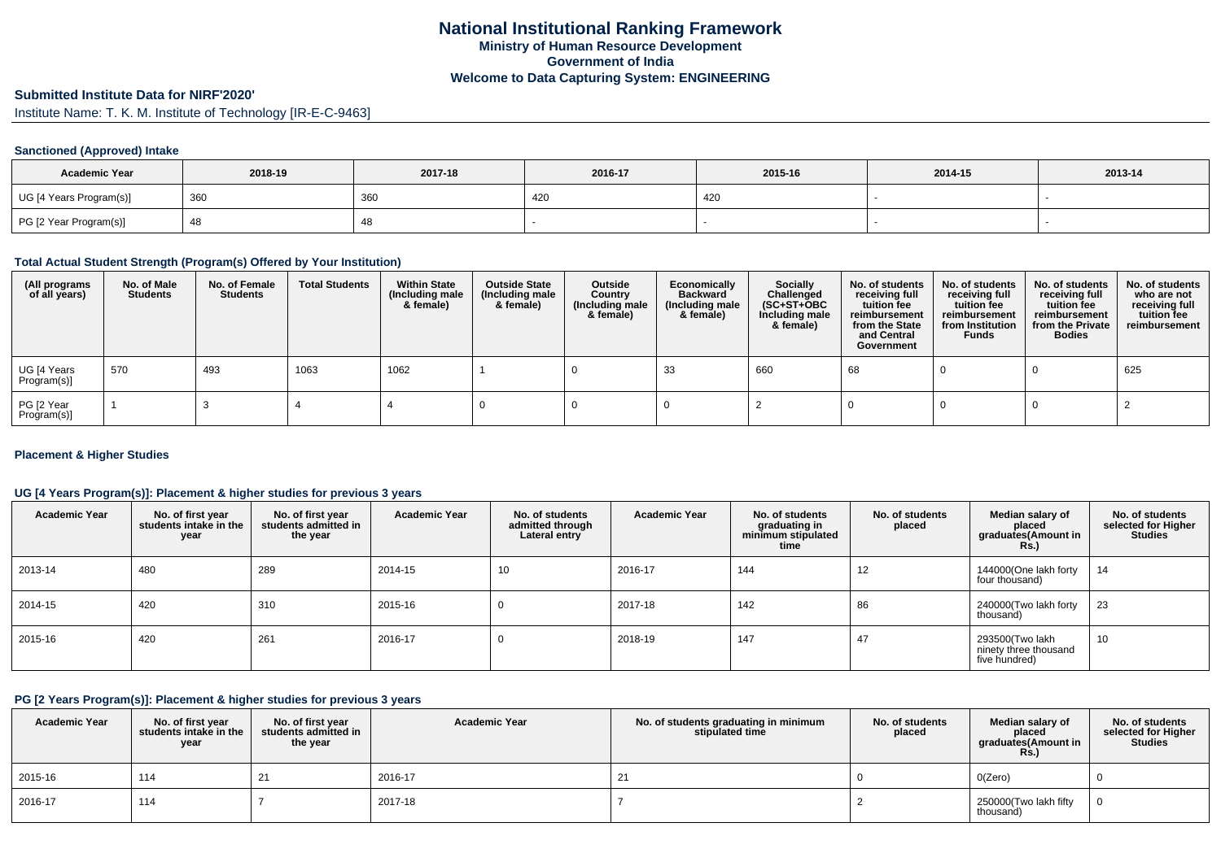# National Institutional Ranking Framework

**Ministry of Human Resource Development**

**Government of India**

**Welcome to Data Capturing System: ENGINEERING**

## Submitted Institute Data for NIRF'2020'

Institute Name: T. K. M. Institute of Technology [IR-E-C-9463]

### Sanctioned (Approved) Intake

| Academic Year | 2018-19 | 2017-18 | 2016-17 | 2015-16 | 2014-15 | 2013-14 |
|---|---|---|---|---|---|---|
| UG [4 Years Program(s)] | 360 | 360 | 420 | 420 | - | - |
| PG [2 Year Program(s)] | 48 | 48 | - | - | - | - |

### Total Actual Student Strength (Program(s) Offered by Your Institution)

| (All programs of all years) | No. of Male Students | No. of Female Students | Total Students | Within State (Including male & female) | Outside State (Including male & female) | Outside Country (Including male & female) | Economically Backward (Including male & female) | Socially Challenged (SC+ST+OBC Including male & female) | No. of students receiving full tuition fee reimbursement from the State and Central Government | No. of students receiving full tuition fee reimbursement from Institution Funds | No. of students receiving full tuition fee reimbursement from the Private Bodies | No. of students who are not receiving full tuition fee reimbursement |
|---|---|---|---|---|---|---|---|---|---|---|---|---|
| UG [4 Years Program(s)] | 570 | 493 | 1063 | 1062 | 1 | 0 | 33 | 660 | 68 | 0 | 0 | 625 |
| PG [2 Year Program(s)] | 1 | 3 | 4 | 4 | 0 | 0 | 0 | 2 | 0 | 0 | 0 | 2 |

### Placement & Higher Studies

#### UG [4 Years Program(s)]: Placement & higher studies for previous 3 years

| Academic Year | No. of first year students intake in the year | No. of first year students admitted in the year | Academic Year | No. of students admitted through Lateral entry | Academic Year | No. of students graduating in minimum stipulated time | No. of students placed | Median salary of placed graduates(Amount in Rs.) | No. of students selected for Higher Studies |
|---|---|---|---|---|---|---|---|---|---|
| 2013-14 | 480 | 289 | 2014-15 | 10 | 2016-17 | 144 | 12 | 144000(One lakh forty four thousand) | 14 |
| 2014-15 | 420 | 310 | 2015-16 | 0 | 2017-18 | 142 | 86 | 240000(Two lakh forty thousand) | 23 |
| 2015-16 | 420 | 261 | 2016-17 | 0 | 2018-19 | 147 | 47 | 293500(Two lakh ninety three thousand five hundred) | 10 |

#### PG [2 Years Program(s)]: Placement & higher studies for previous 3 years

| Academic Year | No. of first year students intake in the year | No. of first year students admitted in the year | Academic Year | No. of students graduating in minimum stipulated time | No. of students placed | Median salary of placed graduates(Amount in Rs.) | No. of students selected for Higher Studies |
|---|---|---|---|---|---|---|---|
| 2015-16 | 114 | 21 | 2016-17 | 21 | 0 | 0(Zero) | 0 |
| 2016-17 | 114 | 7 | 2017-18 | 7 | 2 | 250000(Two lakh fifty thousand) | 0 |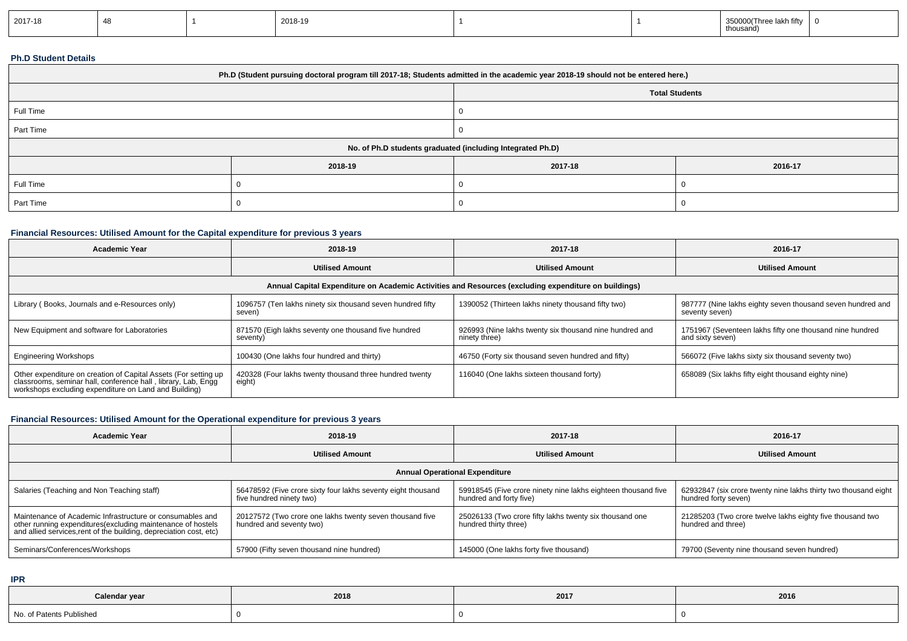| 2017-18 | 48 | 1 | 2018-19 | 1 | 1 | 350000(Three lakh fifty thousand) | 0 |
|---|---|---|---|---|---|---|---|

**Ph.D Student Details**

| Ph.D (Student pursuing doctoral program till 2017-18; Students admitted in the academic year 2018-19 should not be entered here.) | |
|---|---|
| | Total Students |
| Full Time | 0 |
| Part Time | 0 |

| No. of Ph.D students graduated (including Integrated Ph.D) | | | |
|---|---|---|---|
| | 2018-19 | 2017-18 | 2016-17 |
| Full Time | 0 | 0 | 0 |
| Part Time | 0 | 0 | 0 |

### Financial Resources: Utilised Amount for the Capital expenditure for previous 3 years

| Academic Year | 2018-19 | 2017-18 | 2016-17 |
|---|---|---|---|
| | Utilised Amount | Utilised Amount | Utilised Amount |
| Annual Capital Expenditure on Academic Activities and Resources (excluding expenditure on buildings) | | | |
| Library ( Books, Journals and e-Resources only) | 1096757 (Ten lakhs ninety six thousand seven hundred fifty seven) | 1390052 (Thirteen lakhs ninety thousand fifty two) | 987777 (Nine lakhs eighty seven thousand seven hundred and seventy seven) |
| New Equipment and software for Laboratories | 871570 (Eigh lakhs seventy one thousand five hundred seventy) | 926993 (Nine lakhs twenty six thousand nine hundred and ninety three) | 1751967 (Seventeen lakhs fifty one thousand nine hundred and sixty seven) |
| Engineering Workshops | 100430 (One lakhs four hundred and thirty) | 46750 (Forty six thousand seven hundred and fifty) | 566072 (Five lakhs sixty six thousand seventy two) |
| Other expenditure on creation of Capital Assets (For setting up classrooms, seminar hall, conference hall , library, Lab, Engg workshops excluding expenditure on Land and Building) | 420328 (Four lakhs twenty thousand three hundred twenty eight) | 116040 (One lakhs sixteen thousand forty) | 658089 (Six lakhs fifty eight thousand eighty nine) |

### Financial Resources: Utilised Amount for the Operational expenditure for previous 3 years

| Academic Year | 2018-19 | 2017-18 | 2016-17 |
|---|---|---|---|
| | Utilised Amount | Utilised Amount | Utilised Amount |
| Annual Operational Expenditure | | | |
| Salaries (Teaching and Non Teaching staff) | 56478592 (Five crore sixty four lakhs seventy eight thousand five hundred ninety two) | 59918545 (Five crore ninety nine lakhs eighteen thousand five hundred and forty five) | 62932847 (six crore twenty nine lakhs thirty two thousand eight hundred forty seven) |
| Maintenance of Academic Infrastructure or consumables and other running expenditures(excluding maintenance of hostels and allied services,rent of the building, depreciation cost, etc) | 20127572 (Two crore one lakhs twenty seven thousand five hundred and seventy two) | 25026133 (Two crore fifty lakhs twenty six thousand one hundred thirty three) | 21285203 (Two crore twelve lakhs eighty five thousand two hundred and three) |
| Seminars/Conferences/Workshops | 57900 (Fifty seven thousand nine hundred) | 145000 (One lakhs forty five thousand) | 79700 (Seventy nine thousand seven hundred) |

**IPR**

| Calendar year | 2018 | 2017 | 2016 |
|---|---|---|---|
| No. of Patents Published | 0 | 0 | 0 |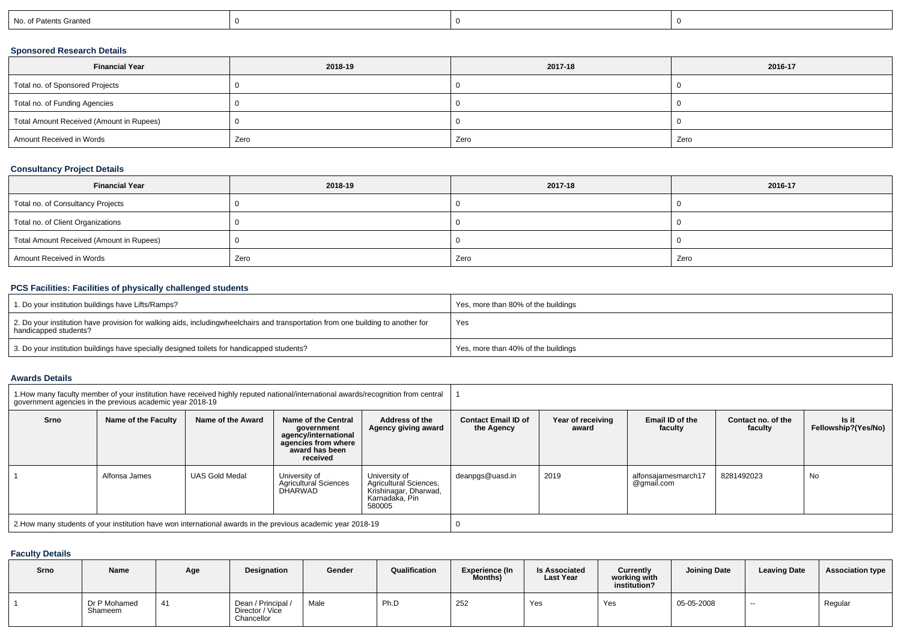| No. of Patents Granted | 0 | 0 | 0 |
|---|---|---|---|

### Sponsored Research Details

| Financial Year | 2018-19 | 2017-18 | 2016-17 |
|---|---|---|---|
| Total no. of Sponsored Projects | 0 | 0 | 0 |
| Total no. of Funding Agencies | 0 | 0 | 0 |
| Total Amount Received (Amount in Rupees) | 0 | 0 | 0 |
| Amount Received in Words | Zero | Zero | Zero |

### Consultancy Project Details

| Financial Year | 2018-19 | 2017-18 | 2016-17 |
|---|---|---|---|
| Total no. of Consultancy Projects | 0 | 0 | 0 |
| Total no. of Client Organizations | 0 | 0 | 0 |
| Total Amount Received (Amount in Rupees) | 0 | 0 | 0 |
| Amount Received in Words | Zero | Zero | Zero |

### PCS Facilities: Facilities of physically challenged students

| | |
|---|---|
| 1. Do your institution buildings have Lifts/Ramps? | Yes, more than 80% of the buildings |
| 2. Do your institution have provision for walking aids, includingwheelchairs and transportation from one building to another for handicapped students? | Yes |
| 3. Do your institution buildings have specially designed toilets for handicapped students? | Yes, more than 40% of the buildings |

### Awards Details

| 1.How many faculty member of your institution have received highly reputed national/international awards/recognition from central government agencies in the previous academic year 2018-19 | | | | | 1 | | | | |
|---|---|---|---|---|---|---|---|---|---|
| Srno | Name of the Faculty | Name of the Award | Name of the Central government agency/international agencies from where award has been received | Address of the Agency giving award | Contact Email ID of the Agency | Year of receiving award | Email ID of the faculty | Contact no. of the faculty | Is it Fellowship?(Yes/No) |
| 1 | Alfonsa James | UAS Gold Medal | University of Agricultural Sciences DHARWAD | University of Agricultural Sciences, Krishinagar, Dharwad, Karnadaka, Pin 580005 | deanpgs@uasd.in | 2019 | alfonsajamesmarch17@gmail.com | 8281492023 | No |
| 2.How many students of your institution have won international awards in the previous academic year 2018-19 | | | | | 0 | | | | |

### Faculty Details

| Srno | Name | Age | Designation | Gender | Qualification | Experience (In Months) | Is Associated Last Year | Currently working with institution? | Joining Date | Leaving Date | Association type |
|---|---|---|---|---|---|---|---|---|---|---|---|
| 1 | Dr P Mohamed Shameem | 41 | Dean / Principal / Director / Vice Chancellor | Male | Ph.D | 252 | Yes | Yes | 05-05-2008 | -- | Regular |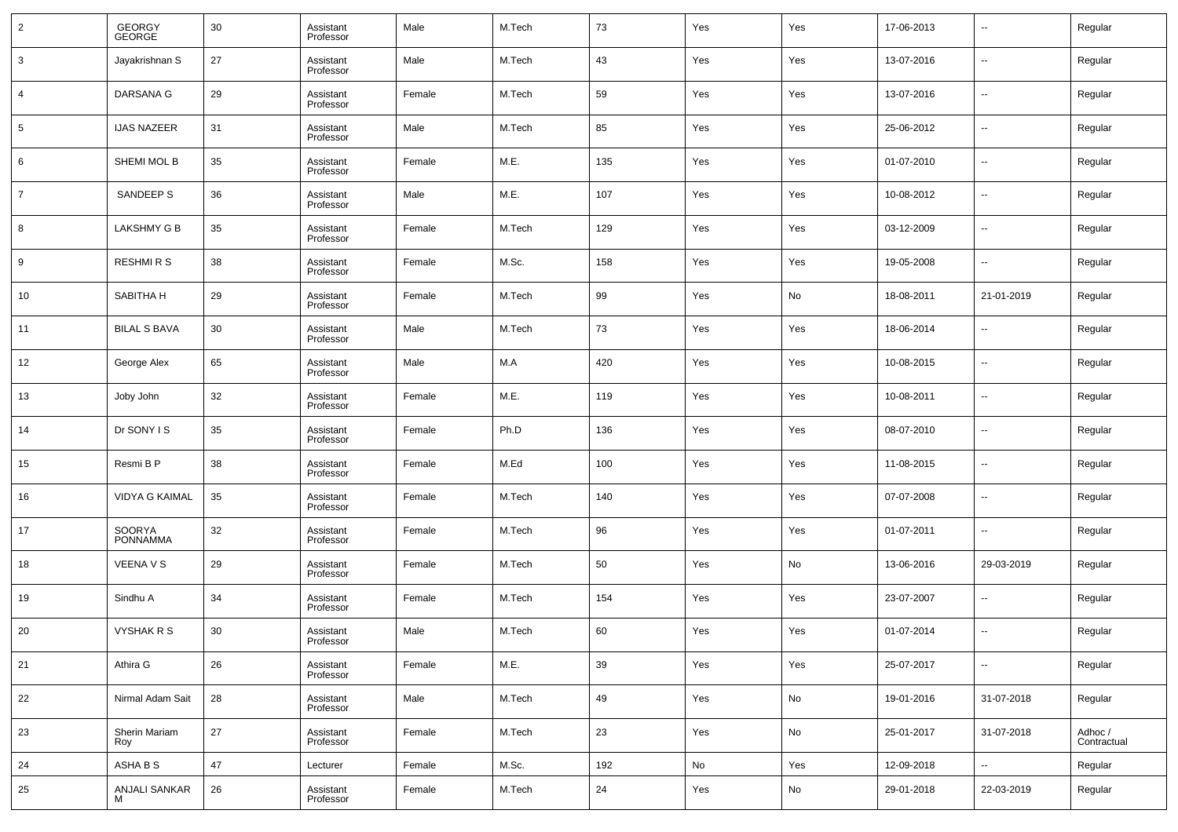| 2 | GEORGY GEORGE | 30 | Assistant Professor | Male | M.Tech | 73 | Yes | Yes | 17-06-2013 | -- | Regular |
|---|---|---|---|---|---|---|---|---|---|---|---|
| 3 | Jayakrishnan S | 27 | Assistant Professor | Male | M.Tech | 43 | Yes | Yes | 13-07-2016 | -- | Regular |
| 4 | DARSANA G | 29 | Assistant Professor | Female | M.Tech | 59 | Yes | Yes | 13-07-2016 | -- | Regular |
| 5 | IJAS NAZEER | 31 | Assistant Professor | Male | M.Tech | 85 | Yes | Yes | 25-06-2012 | -- | Regular |
| 6 | SHEMI MOL B | 35 | Assistant Professor | Female | M.E. | 135 | Yes | Yes | 01-07-2010 | -- | Regular |
| 7 | SANDEEP S | 36 | Assistant Professor | Male | M.E. | 107 | Yes | Yes | 10-08-2012 | -- | Regular |
| 8 | LAKSHMY G B | 35 | Assistant Professor | Female | M.Tech | 129 | Yes | Yes | 03-12-2009 | -- | Regular |
| 9 | RESHMI R S | 38 | Assistant Professor | Female | M.Sc. | 158 | Yes | Yes | 19-05-2008 | -- | Regular |
| 10 | SABITHA H | 29 | Assistant Professor | Female | M.Tech | 99 | Yes | No | 18-08-2011 | 21-01-2019 | Regular |
| 11 | BILAL S BAVA | 30 | Assistant Professor | Male | M.Tech | 73 | Yes | Yes | 18-06-2014 | -- | Regular |
| 12 | George Alex | 65 | Assistant Professor | Male | M.A | 420 | Yes | Yes | 10-08-2015 | -- | Regular |
| 13 | Joby John | 32 | Assistant Professor | Female | M.E. | 119 | Yes | Yes | 10-08-2011 | -- | Regular |
| 14 | Dr SONY I S | 35 | Assistant Professor | Female | Ph.D | 136 | Yes | Yes | 08-07-2010 | -- | Regular |
| 15 | Resmi B P | 38 | Assistant Professor | Female | M.Ed | 100 | Yes | Yes | 11-08-2015 | -- | Regular |
| 16 | VIDYA G KAIMAL | 35 | Assistant Professor | Female | M.Tech | 140 | Yes | Yes | 07-07-2008 | -- | Regular |
| 17 | SOORYA PONNAMMA | 32 | Assistant Professor | Female | M.Tech | 96 | Yes | Yes | 01-07-2011 | -- | Regular |
| 18 | VEENA V S | 29 | Assistant Professor | Female | M.Tech | 50 | Yes | No | 13-06-2016 | 29-03-2019 | Regular |
| 19 | Sindhu A | 34 | Assistant Professor | Female | M.Tech | 154 | Yes | Yes | 23-07-2007 | -- | Regular |
| 20 | VYSHAK R S | 30 | Assistant Professor | Male | M.Tech | 60 | Yes | Yes | 01-07-2014 | -- | Regular |
| 21 | Athira G | 26 | Assistant Professor | Female | M.E. | 39 | Yes | Yes | 25-07-2017 | -- | Regular |
| 22 | Nirmal Adam Sait | 28 | Assistant Professor | Male | M.Tech | 49 | Yes | No | 19-01-2016 | 31-07-2018 | Regular |
| 23 | Sherin Mariam Roy | 27 | Assistant Professor | Female | M.Tech | 23 | Yes | No | 25-01-2017 | 31-07-2018 | Adhoc / Contractual |
| 24 | ASHA B S | 47 | Lecturer | Female | M.Sc. | 192 | No | Yes | 12-09-2018 | -- | Regular |
| 25 | ANJALI SANKAR M | 26 | Assistant Professor | Female | M.Tech | 24 | Yes | No | 29-01-2018 | 22-03-2019 | Regular |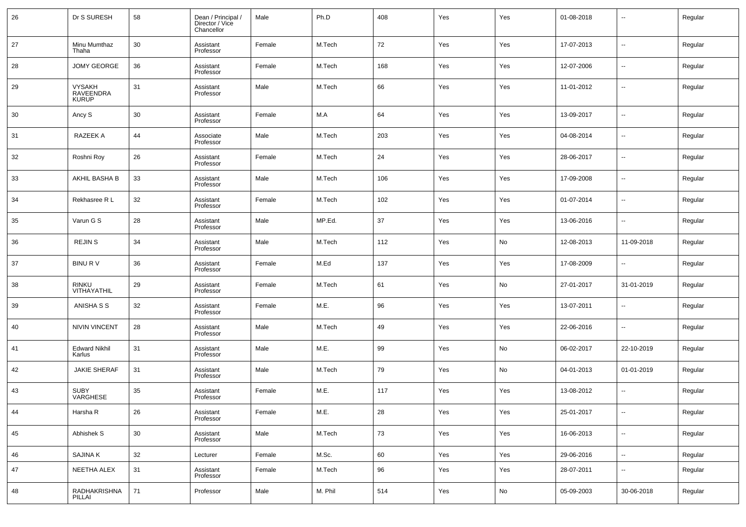| 26 | Dr S SURESH | 58 | Dean / Principal / Director / Vice Chancellor | Male | Ph.D | 408 | Yes | Yes | 01-08-2018 | -- | Regular |
|---|---|---|---|---|---|---|---|---|---|---|---|
| 27 | Minu Mumthaz Thaha | 30 | Assistant Professor | Female | M.Tech | 72 | Yes | Yes | 17-07-2013 | -- | Regular |
| 28 | JOMY GEORGE | 36 | Assistant Professor | Female | M.Tech | 168 | Yes | Yes | 12-07-2006 | -- | Regular |
| 29 | VYSAKH RAVEENDRA KURUP | 31 | Assistant Professor | Male | M.Tech | 66 | Yes | Yes | 11-01-2012 | -- | Regular |
| 30 | Ancy S | 30 | Assistant Professor | Female | M.A | 64 | Yes | Yes | 13-09-2017 | -- | Regular |
| 31 | RAZEEK A | 44 | Associate Professor | Male | M.Tech | 203 | Yes | Yes | 04-08-2014 | -- | Regular |
| 32 | Roshni Roy | 26 | Assistant Professor | Female | M.Tech | 24 | Yes | Yes | 28-06-2017 | -- | Regular |
| 33 | AKHIL BASHA B | 33 | Assistant Professor | Male | M.Tech | 106 | Yes | Yes | 17-09-2008 | -- | Regular |
| 34 | Rekhasree R L | 32 | Assistant Professor | Female | M.Tech | 102 | Yes | Yes | 01-07-2014 | -- | Regular |
| 35 | Varun G S | 28 | Assistant Professor | Male | MP.Ed. | 37 | Yes | Yes | 13-06-2016 | -- | Regular |
| 36 | REJIN S | 34 | Assistant Professor | Male | M.Tech | 112 | Yes | No | 12-08-2013 | 11-09-2018 | Regular |
| 37 | BINU R V | 36 | Assistant Professor | Female | M.Ed | 137 | Yes | Yes | 17-08-2009 | -- | Regular |
| 38 | RINKU VITHAYATHIL | 29 | Assistant Professor | Female | M.Tech | 61 | Yes | No | 27-01-2017 | 31-01-2019 | Regular |
| 39 | ANISHA S S | 32 | Assistant Professor | Female | M.E. | 96 | Yes | Yes | 13-07-2011 | -- | Regular |
| 40 | NIVIN VINCENT | 28 | Assistant Professor | Male | M.Tech | 49 | Yes | Yes | 22-06-2016 | -- | Regular |
| 41 | Edward Nikhil Karlus | 31 | Assistant Professor | Male | M.E. | 99 | Yes | No | 06-02-2017 | 22-10-2019 | Regular |
| 42 | JAKIE SHERAF | 31 | Assistant Professor | Male | M.Tech | 79 | Yes | No | 04-01-2013 | 01-01-2019 | Regular |
| 43 | SUBY VARGHESE | 35 | Assistant Professor | Female | M.E. | 117 | Yes | Yes | 13-08-2012 | -- | Regular |
| 44 | Harsha R | 26 | Assistant Professor | Female | M.E. | 28 | Yes | Yes | 25-01-2017 | -- | Regular |
| 45 | Abhishek S | 30 | Assistant Professor | Male | M.Tech | 73 | Yes | Yes | 16-06-2013 | -- | Regular |
| 46 | SAJINA K | 32 | Lecturer | Female | M.Sc. | 60 | Yes | Yes | 29-06-2016 | -- | Regular |
| 47 | NEETHA ALEX | 31 | Assistant Professor | Female | M.Tech | 96 | Yes | Yes | 28-07-2011 | -- | Regular |
| 48 | RADHAKRISHNA PILLAI | 71 | Professor | Male | M. Phil | 514 | Yes | No | 05-09-2003 | 30-06-2018 | Regular |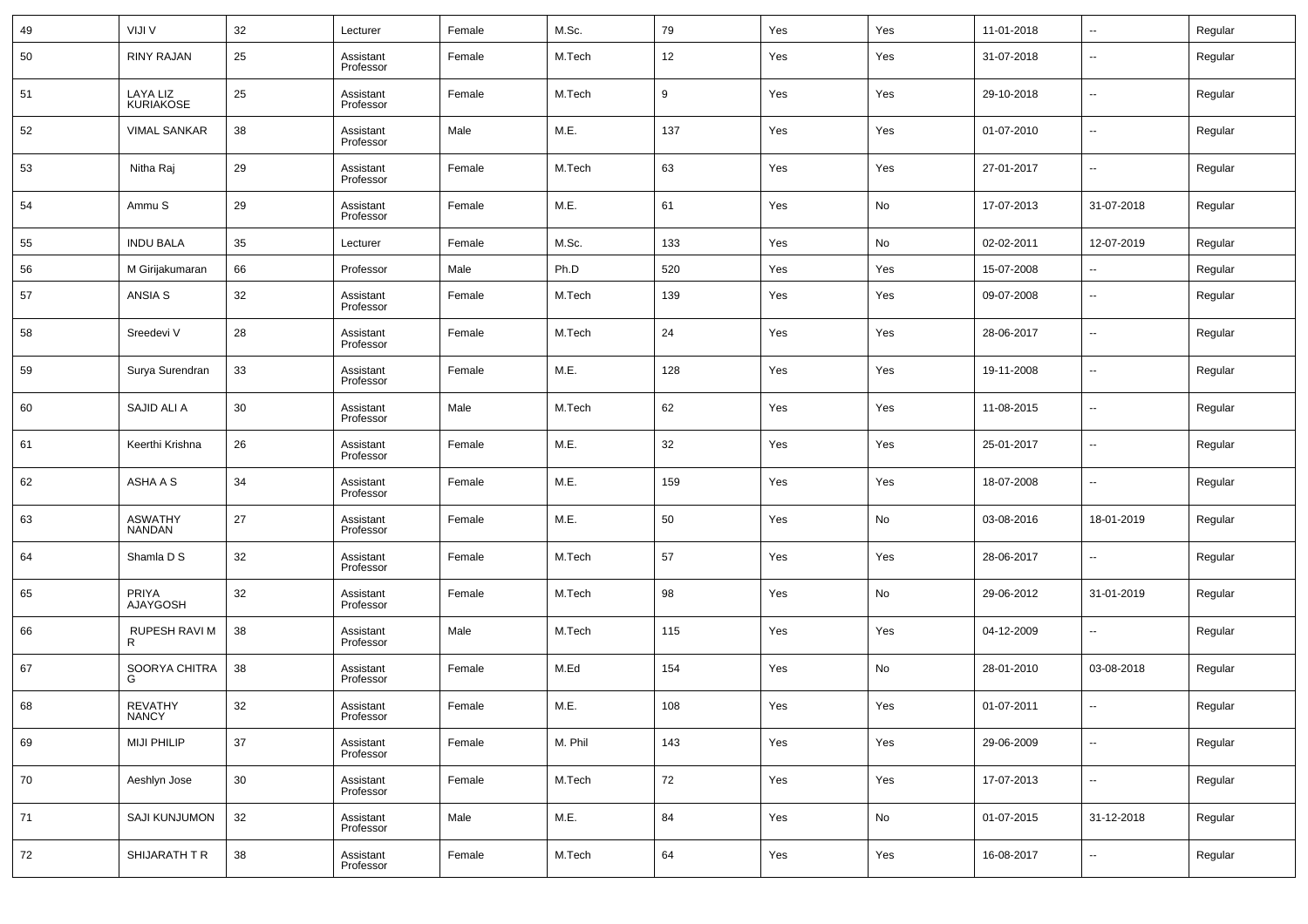| | | | | | | | | | | | |
|---|---|---|---|---|---|---|---|---|---|---|---|
| 49 | VIJI V | 32 | Lecturer | Female | M.Sc. | 79 | Yes | Yes | 11-01-2018 | -- | Regular |
| 50 | RINY RAJAN | 25 | Assistant Professor | Female | M.Tech | 12 | Yes | Yes | 31-07-2018 | -- | Regular |
| 51 | LAYA LIZ KURIAKOSE | 25 | Assistant Professor | Female | M.Tech | 9 | Yes | Yes | 29-10-2018 | -- | Regular |
| 52 | VIMAL SANKAR | 38 | Assistant Professor | Male | M.E. | 137 | Yes | Yes | 01-07-2010 | -- | Regular |
| 53 | Nitha Raj | 29 | Assistant Professor | Female | M.Tech | 63 | Yes | Yes | 27-01-2017 | -- | Regular |
| 54 | Ammu S | 29 | Assistant Professor | Female | M.E. | 61 | Yes | No | 17-07-2013 | 31-07-2018 | Regular |
| 55 | INDU BALA | 35 | Lecturer | Female | M.Sc. | 133 | Yes | No | 02-02-2011 | 12-07-2019 | Regular |
| 56 | M Girijakumaran | 66 | Professor | Male | Ph.D | 520 | Yes | Yes | 15-07-2008 | -- | Regular |
| 57 | ANSIA S | 32 | Assistant Professor | Female | M.Tech | 139 | Yes | Yes | 09-07-2008 | -- | Regular |
| 58 | Sreedevi V | 28 | Assistant Professor | Female | M.Tech | 24 | Yes | Yes | 28-06-2017 | -- | Regular |
| 59 | Surya Surendran | 33 | Assistant Professor | Female | M.E. | 128 | Yes | Yes | 19-11-2008 | -- | Regular |
| 60 | SAJID ALI A | 30 | Assistant Professor | Male | M.Tech | 62 | Yes | Yes | 11-08-2015 | -- | Regular |
| 61 | Keerthi Krishna | 26 | Assistant Professor | Female | M.E. | 32 | Yes | Yes | 25-01-2017 | -- | Regular |
| 62 | ASHA A S | 34 | Assistant Professor | Female | M.E. | 159 | Yes | Yes | 18-07-2008 | -- | Regular |
| 63 | ASWATHY NANDAN | 27 | Assistant Professor | Female | M.E. | 50 | Yes | No | 03-08-2016 | 18-01-2019 | Regular |
| 64 | Shamla D S | 32 | Assistant Professor | Female | M.Tech | 57 | Yes | Yes | 28-06-2017 | -- | Regular |
| 65 | PRIYA AJAYGOSH | 32 | Assistant Professor | Female | M.Tech | 98 | Yes | No | 29-06-2012 | 31-01-2019 | Regular |
| 66 | RUPESH RAVI M R | 38 | Assistant Professor | Male | M.Tech | 115 | Yes | Yes | 04-12-2009 | -- | Regular |
| 67 | SOORYA CHITRA G | 38 | Assistant Professor | Female | M.Ed | 154 | Yes | No | 28-01-2010 | 03-08-2018 | Regular |
| 68 | REVATHY NANCY | 32 | Assistant Professor | Female | M.E. | 108 | Yes | Yes | 01-07-2011 | -- | Regular |
| 69 | MIJI PHILIP | 37 | Assistant Professor | Female | M. Phil | 143 | Yes | Yes | 29-06-2009 | -- | Regular |
| 70 | Aeshlyn Jose | 30 | Assistant Professor | Female | M.Tech | 72 | Yes | Yes | 17-07-2013 | -- | Regular |
| 71 | SAJI KUNJUMON | 32 | Assistant Professor | Male | M.E. | 84 | Yes | No | 01-07-2015 | 31-12-2018 | Regular |
| 72 | SHIJARATH T R | 38 | Assistant Professor | Female | M.Tech | 64 | Yes | Yes | 16-08-2017 | -- | Regular |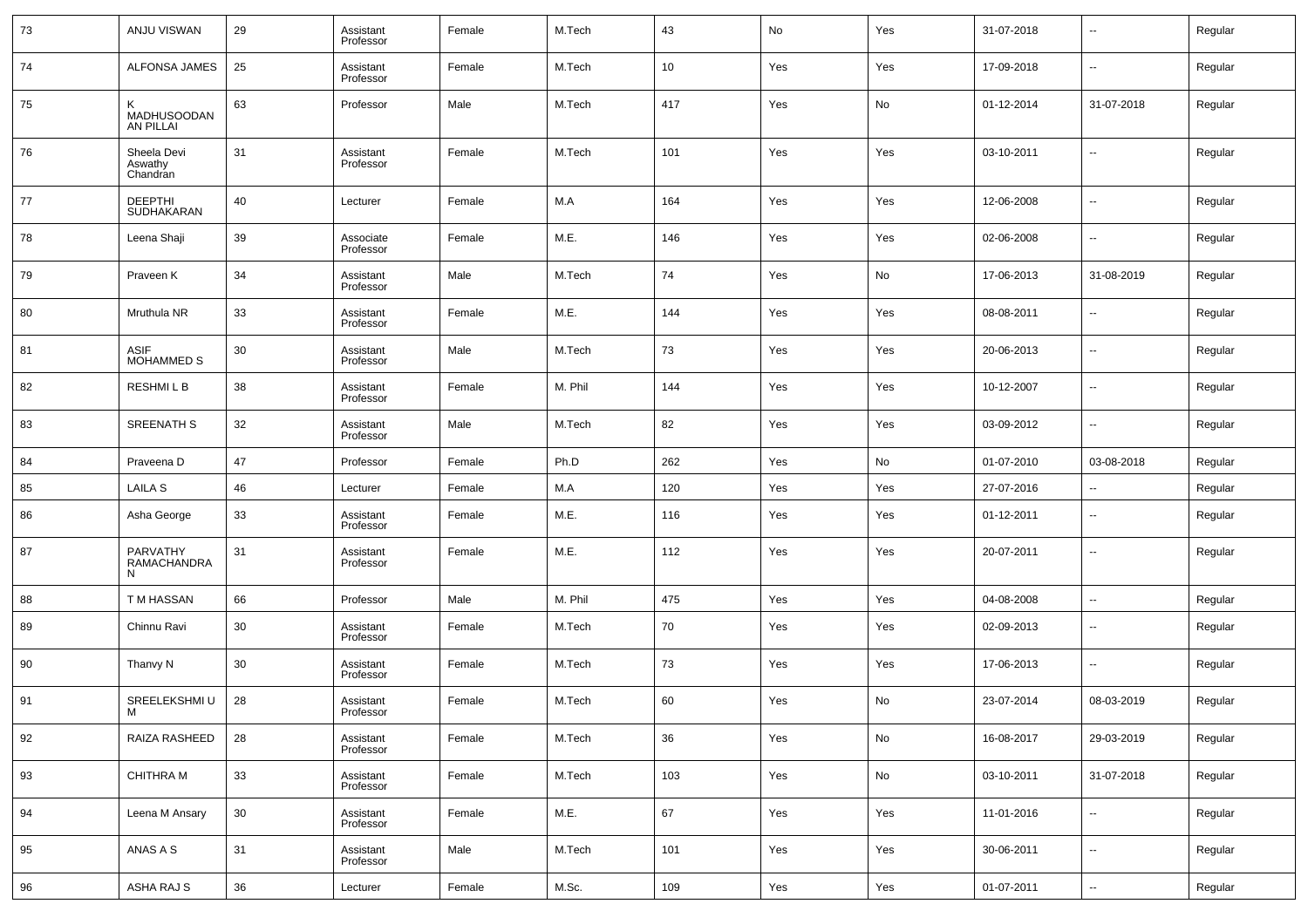| 73 | ANJU VISWAN | 29 | Assistant Professor | Female | M.Tech | 43 | No | Yes | 31-07-2018 | -- | Regular |
|---|---|---|---|---|---|---|---|---|---|---|---|
| 74 | ALFONSA JAMES | 25 | Assistant Professor | Female | M.Tech | 10 | Yes | Yes | 17-09-2018 | -- | Regular |
| 75 | K MADHUSOODAN AN PILLAI | 63 | Professor | Male | M.Tech | 417 | Yes | No | 01-12-2014 | 31-07-2018 | Regular |
| 76 | Sheela Devi Aswathy Chandran | 31 | Assistant Professor | Female | M.Tech | 101 | Yes | Yes | 03-10-2011 | -- | Regular |
| 77 | DEEPTHI SUDHAKARAN | 40 | Lecturer | Female | M.A | 164 | Yes | Yes | 12-06-2008 | -- | Regular |
| 78 | Leena Shaji | 39 | Associate Professor | Female | M.E. | 146 | Yes | Yes | 02-06-2008 | -- | Regular |
| 79 | Praveen K | 34 | Assistant Professor | Male | M.Tech | 74 | Yes | No | 17-06-2013 | 31-08-2019 | Regular |
| 80 | Mruthula NR | 33 | Assistant Professor | Female | M.E. | 144 | Yes | Yes | 08-08-2011 | -- | Regular |
| 81 | ASIF MOHAMMED S | 30 | Assistant Professor | Male | M.Tech | 73 | Yes | Yes | 20-06-2013 | -- | Regular |
| 82 | RESHMI L B | 38 | Assistant Professor | Female | M. Phil | 144 | Yes | Yes | 10-12-2007 | -- | Regular |
| 83 | SREENATH S | 32 | Assistant Professor | Male | M.Tech | 82 | Yes | Yes | 03-09-2012 | -- | Regular |
| 84 | Praveena D | 47 | Professor | Female | Ph.D | 262 | Yes | No | 01-07-2010 | 03-08-2018 | Regular |
| 85 | LAILA S | 46 | Lecturer | Female | M.A | 120 | Yes | Yes | 27-07-2016 | -- | Regular |
| 86 | Asha George | 33 | Assistant Professor | Female | M.E. | 116 | Yes | Yes | 01-12-2011 | -- | Regular |
| 87 | PARVATHY RAMACHANDRA N | 31 | Assistant Professor | Female | M.E. | 112 | Yes | Yes | 20-07-2011 | -- | Regular |
| 88 | T M HASSAN | 66 | Professor | Male | M. Phil | 475 | Yes | Yes | 04-08-2008 | -- | Regular |
| 89 | Chinnu Ravi | 30 | Assistant Professor | Female | M.Tech | 70 | Yes | Yes | 02-09-2013 | -- | Regular |
| 90 | Thanvy N | 30 | Assistant Professor | Female | M.Tech | 73 | Yes | Yes | 17-06-2013 | -- | Regular |
| 91 | SREELEKSHMI U M | 28 | Assistant Professor | Female | M.Tech | 60 | Yes | No | 23-07-2014 | 08-03-2019 | Regular |
| 92 | RAIZA RASHEED | 28 | Assistant Professor | Female | M.Tech | 36 | Yes | No | 16-08-2017 | 29-03-2019 | Regular |
| 93 | CHITHRA M | 33 | Assistant Professor | Female | M.Tech | 103 | Yes | No | 03-10-2011 | 31-07-2018 | Regular |
| 94 | Leena M Ansary | 30 | Assistant Professor | Female | M.E. | 67 | Yes | Yes | 11-01-2016 | -- | Regular |
| 95 | ANAS A S | 31 | Assistant Professor | Male | M.Tech | 101 | Yes | Yes | 30-06-2011 | -- | Regular |
| 96 | ASHA RAJ S | 36 | Lecturer | Female | M.Sc. | 109 | Yes | Yes | 01-07-2011 | -- | Regular |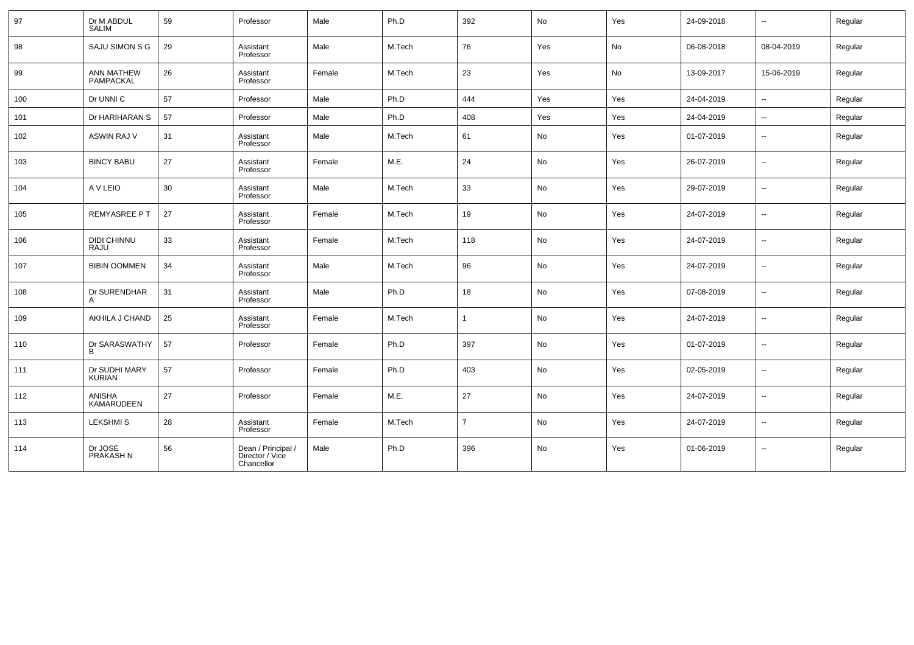| | | | | | | | | | | | |
|---|---|---|---|---|---|---|---|---|---|---|---|
| 97 | Dr M ABDUL SALIM | 59 | Professor | Male | Ph.D | 392 | No | Yes | 24-09-2018 | -- | Regular |
| 98 | SAJU SIMON S G | 29 | Assistant Professor | Male | M.Tech | 76 | Yes | No | 06-08-2018 | 08-04-2019 | Regular |
| 99 | ANN MATHEW PAMPACKAL | 26 | Assistant Professor | Female | M.Tech | 23 | Yes | No | 13-09-2017 | 15-06-2019 | Regular |
| 100 | Dr UNNI C | 57 | Professor | Male | Ph.D | 444 | Yes | Yes | 24-04-2019 | -- | Regular |
| 101 | Dr HARIHARAN S | 57 | Professor | Male | Ph.D | 408 | Yes | Yes | 24-04-2019 | -- | Regular |
| 102 | ASWIN RAJ V | 31 | Assistant Professor | Male | M.Tech | 61 | No | Yes | 01-07-2019 | -- | Regular |
| 103 | BINCY BABU | 27 | Assistant Professor | Female | M.E. | 24 | No | Yes | 26-07-2019 | -- | Regular |
| 104 | A V LEIO | 30 | Assistant Professor | Male | M.Tech | 33 | No | Yes | 29-07-2019 | -- | Regular |
| 105 | REMYASREE P T | 27 | Assistant Professor | Female | M.Tech | 19 | No | Yes | 24-07-2019 | -- | Regular |
| 106 | DIDI CHINNU RAJU | 33 | Assistant Professor | Female | M.Tech | 118 | No | Yes | 24-07-2019 | -- | Regular |
| 107 | BIBIN OOMMEN | 34 | Assistant Professor | Male | M.Tech | 96 | No | Yes | 24-07-2019 | -- | Regular |
| 108 | Dr SURENDHAR A | 31 | Assistant Professor | Male | Ph.D | 18 | No | Yes | 07-08-2019 | -- | Regular |
| 109 | AKHILA J CHAND | 25 | Assistant Professor | Female | M.Tech | 1 | No | Yes | 24-07-2019 | -- | Regular |
| 110 | Dr SARASWATHY B | 57 | Professor | Female | Ph.D | 397 | No | Yes | 01-07-2019 | -- | Regular |
| 111 | Dr SUDHI MARY KURIAN | 57 | Professor | Female | Ph.D | 403 | No | Yes | 02-05-2019 | -- | Regular |
| 112 | ANISHA KAMARUDEEN | 27 | Professor | Female | M.E. | 27 | No | Yes | 24-07-2019 | -- | Regular |
| 113 | LEKSHMI S | 28 | Assistant Professor | Female | M.Tech | 7 | No | Yes | 24-07-2019 | -- | Regular |
| 114 | Dr JOSE PRAKASH N | 56 | Dean / Principal / Director / Vice Chancellor | Male | Ph.D | 396 | No | Yes | 01-06-2019 | -- | Regular |